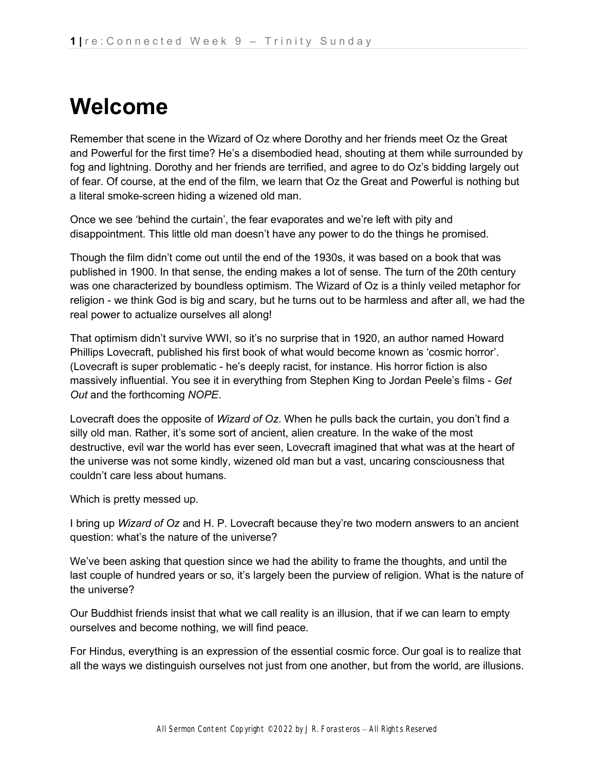# Welcome

Remember that scene in the Wizard of Oz where Dorothy and her friends meet Oz the Great and Powerful for the first time? He's a disembodied head, shouting at them while surrounded by fog and lightning. Dorothy and her friends are terrified, and agree to do Oz's bidding largely out of fear. Of course, at the end of the film, we learn that Oz the Great and Powerful is nothing but a literal smoke-screen hiding a wizened old man.

Once we see 'behind the curtain', the fear evaporates and we're left with pity and disappointment. This little old man doesn't have any power to do the things he promised.

Though the film didn't come out until the end of the 1930s, it was based on a book that was published in 1900. In that sense, the ending makes a lot of sense. The turn of the 20th century was one characterized by boundless optimism. The Wizard of Oz is a thinly veiled metaphor for religion - we think God is big and scary, but he turns out to be harmless and after all, we had the real power to actualize ourselves all along!

That optimism didn't survive WWI, so it's no surprise that in 1920, an author named Howard Phillips Lovecraft, published his first book of what would become known as 'cosmic horror'. (Lovecraft is super problematic - he's deeply racist, for instance. His horror fiction is also massively influential. You see it in everything from Stephen King to Jordan Peele's films - *Get Out* and the forthcoming *NOPE*.

Lovecraft does the opposite of *Wizard of Oz*. When he pulls back the curtain, you don't find a silly old man. Rather, it's some sort of ancient, alien creature. In the wake of the most destructive, evil war the world has ever seen, Lovecraft imagined that what was at the heart of the universe was not some kindly, wizened old man but a vast, uncaring consciousness that couldn't care less about humans.

Which is pretty messed up.

I bring up *Wizard of Oz* and H. P. Lovecraft because they're two modern answers to an ancient question: what's the nature of the universe?

We've been asking that question since we had the ability to frame the thoughts, and until the last couple of hundred years or so, it's largely been the purview of religion. What is the nature of the universe?

Our Buddhist friends insist that what we call reality is an illusion, that if we can learn to empty ourselves and become nothing, we will find peace.

For Hindus, everything is an expression of the essential cosmic force. Our goal is to realize that all the ways we distinguish ourselves not just from one another, but from the world, are illusions.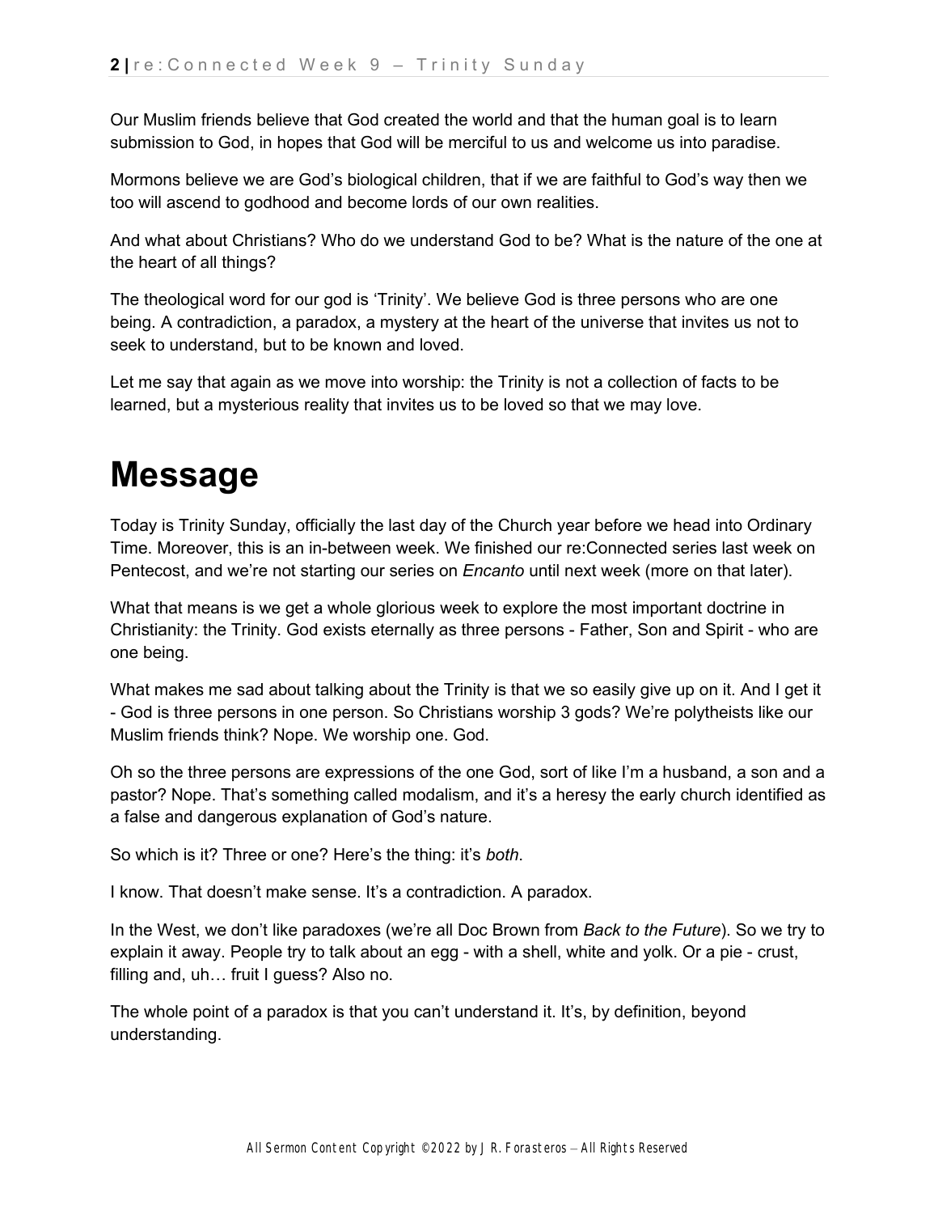Our Muslim friends believe that God created the world and that the human goal is to learn submission to God, in hopes that God will be merciful to us and welcome us into paradise.

Mormons believe we are God's biological children, that if we are faithful to God's way then we too will ascend to godhood and become lords of our own realities.

And what about Christians? Who do we understand God to be? What is the nature of the one at the heart of all things?

The theological word for our god is 'Trinity'. We believe God is three persons who are one being. A contradiction, a paradox, a mystery at the heart of the universe that invites us not to seek to understand, but to be known and loved.

Let me say that again as we move into worship: the Trinity is not a collection of facts to be learned, but a mysterious reality that invites us to be loved so that we may love.

# Message

Today is Trinity Sunday, officially the last day of the Church year before we head into Ordinary Time. Moreover, this is an in-between week. We finished our re:Connected series last week on Pentecost, and we're not starting our series on *Encanto* until next week (more on that later).

What that means is we get a whole glorious week to explore the most important doctrine in Christianity: the Trinity. God exists eternally as three persons - Father, Son and Spirit - who are one being.

What makes me sad about talking about the Trinity is that we so easily give up on it. And I get it - God is three persons in one person. So Christians worship 3 gods? We're polytheists like our Muslim friends think? Nope. We worship one. God.

Oh so the three persons are expressions of the one God, sort of like I'm a husband, a son and a pastor? Nope. That's something called modalism, and it's a heresy the early church identified as a false and dangerous explanation of God's nature.

So which is it? Three or one? Here's the thing: it's *both*.

I know. That doesn't make sense. It's a contradiction. A paradox.

In the West, we don't like paradoxes (we're all Doc Brown from *Back to the Future*). So we try to explain it away. People try to talk about an egg - with a shell, white and yolk. Or a pie - crust, filling and, uh… fruit I guess? Also no.

The whole point of a paradox is that you can't understand it. It's, by definition, beyond understanding.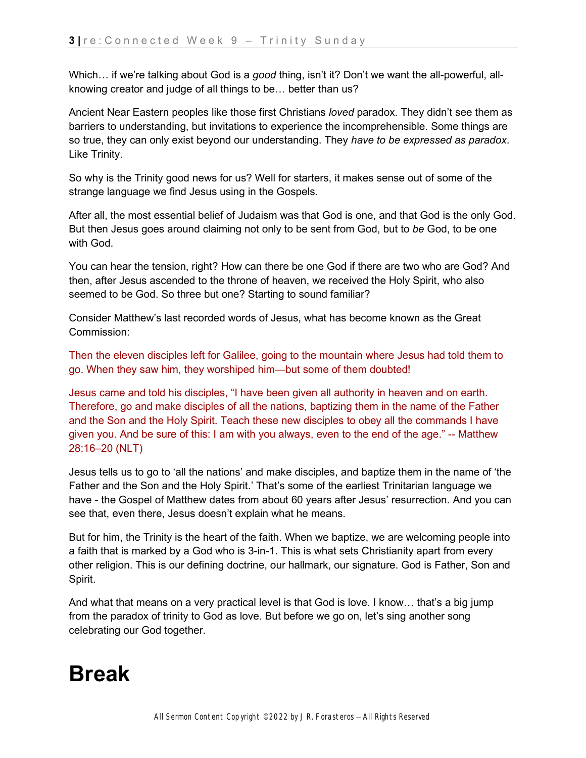Which… if we're talking about God is a *good* thing, isn't it? Don't we want the all-powerful, all-knowing creator and judge of all things to be… better than us?

Ancient Near Eastern peoples like those first Christians *loved* paradox. They didn't see them as barriers to understanding, but invitations to experience the incomprehensible. Some things are so true, they can only exist beyond our understanding. They *have to be expressed as paradox*. Like Trinity.

So why is the Trinity good news for us? Well for starters, it makes sense out of some of the strange language we find Jesus using in the Gospels.

After all, the most essential belief of Judaism was that God is one, and that God is the only God. But then Jesus goes around claiming not only to be sent from God, but to *be* God, to be one with God.

You can hear the tension, right? How can there be one God if there are two who are God? And then, after Jesus ascended to the throne of heaven, we received the Holy Spirit, who also seemed to be God. So three but one? Starting to sound familiar?

Consider Matthew's last recorded words of Jesus, what has become known as the Great Commission:

Then the eleven disciples left for Galilee, going to the mountain where Jesus had told them to go. When they saw him, they worshiped him—but some of them doubted!

Jesus came and told his disciples, "I have been given all authority in heaven and on earth. Therefore, go and make disciples of all the nations, baptizing them in the name of the Father and the Son and the Holy Spirit. Teach these new disciples to obey all the commands I have given you. And be sure of this: I am with you always, even to the end of the age." -- Matthew 28:16–20 (NLT)

Jesus tells us to go to 'all the nations' and make disciples, and baptize them in the name of 'the Father and the Son and the Holy Spirit.' That's some of the earliest Trinitarian language we have - the Gospel of Matthew dates from about 60 years after Jesus' resurrection. And you can see that, even there, Jesus doesn't explain what he means.

But for him, the Trinity is the heart of the faith. When we baptize, we are welcoming people into a faith that is marked by a God who is 3-in-1. This is what sets Christianity apart from every other religion. This is our defining doctrine, our hallmark, our signature. God is Father, Son and Spirit.

And what that means on a very practical level is that God is love. I know… that's a big jump from the paradox of trinity to God as love. But before we go on, let's sing another song celebrating our God together.

# Break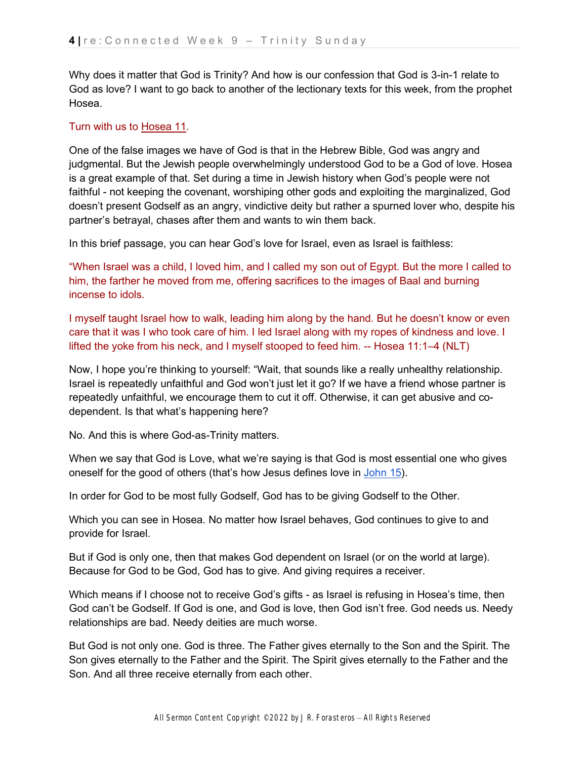Why does it matter that God is Trinity? And how is our confession that God is 3-in-1 relate to God as love? I want to go back to another of the lectionary texts for this week, from the prophet Hosea.

Turn with us to Hosea 11.

One of the false images we have of God is that in the Hebrew Bible, God was angry and judgmental. But the Jewish people overwhelmingly understood God to be a God of love. Hosea is a great example of that. Set during a time in Jewish history when God's people were not faithful - not keeping the covenant, worshiping other gods and exploiting the marginalized, God doesn't present Godself as an angry, vindictive deity but rather a spurned lover who, despite his partner's betrayal, chases after them and wants to win them back.

In this brief passage, you can hear God's love for Israel, even as Israel is faithless:

"When Israel was a child, I loved him, and I called my son out of Egypt. But the more I called to him, the farther he moved from me, offering sacrifices to the images of Baal and burning incense to idols.

I myself taught Israel how to walk, leading him along by the hand. But he doesn't know or even care that it was I who took care of him. I led Israel along with my ropes of kindness and love. I lifted the yoke from his neck, and I myself stooped to feed him. -- Hosea 11:1–4 (NLT)

Now, I hope you're thinking to yourself: "Wait, that sounds like a really unhealthy relationship. Israel is repeatedly unfaithful and God won't just let it go? If we have a friend whose partner is repeatedly unfaithful, we encourage them to cut it off. Otherwise, it can get abusive and co-dependent. Is that what's happening here?

No. And this is where God-as-Trinity matters.

When we say that God is Love, what we're saying is that God is most essential one who gives oneself for the good of others (that's how Jesus defines love in John 15).

In order for God to be most fully Godself, God has to be giving Godself to the Other.

Which you can see in Hosea. No matter how Israel behaves, God continues to give to and provide for Israel.

But if God is only one, then that makes God dependent on Israel (or on the world at large). Because for God to be God, God has to give. And giving requires a receiver.

Which means if I choose not to receive God's gifts - as Israel is refusing in Hosea's time, then God can't be Godself. If God is one, and God is love, then God isn't free. God needs us. Needy relationships are bad. Needy deities are much worse.

But God is not only one. God is three. The Father gives eternally to the Son and the Spirit. The Son gives eternally to the Father and the Spirit. The Spirit gives eternally to the Father and the Son. And all three receive eternally from each other.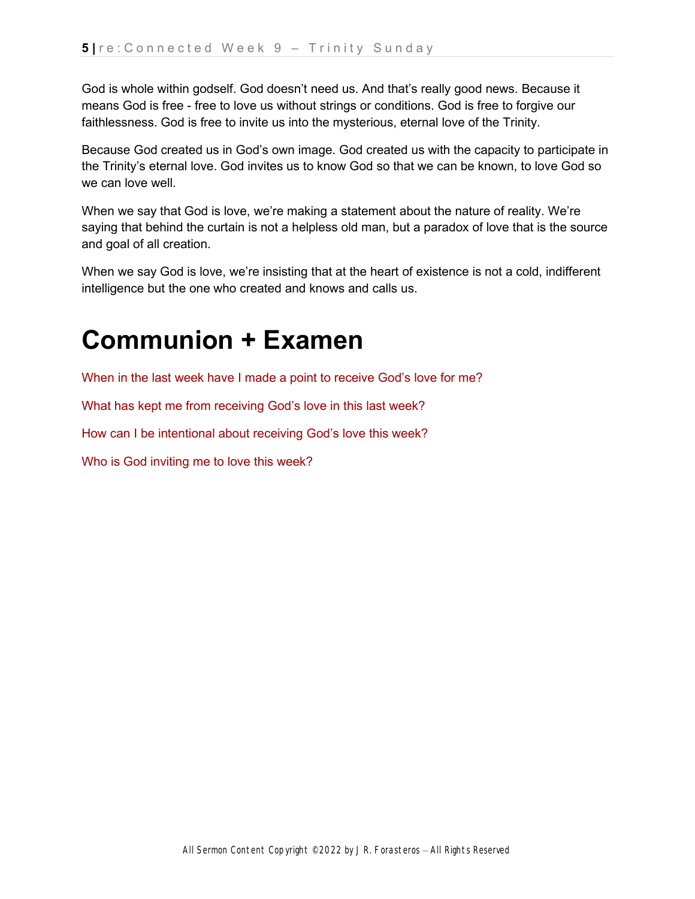God is whole within godself. God doesn't need us. And that's really good news. Because it means God is free - free to love us without strings or conditions. God is free to forgive our faithlessness. God is free to invite us into the mysterious, eternal love of the Trinity.

Because God created us in God's own image. God created us with the capacity to participate in the Trinity's eternal love. God invites us to know God so that we can be known, to love God so we can love well.

When we say that God is love, we're making a statement about the nature of reality. We're saying that behind the curtain is not a helpless old man, but a paradox of love that is the source and goal of all creation.

When we say God is love, we're insisting that at the heart of existence is not a cold, indifferent intelligence but the one who created and knows and calls us.

# Communion + Examen

When in the last week have I made a point to receive God's love for me?

What has kept me from receiving God's love in this last week?

How can I be intentional about receiving God's love this week?

Who is God inviting me to love this week?

All Sermon Content Copyright ©2022 by J R. Forasteros – All Rights Reserved